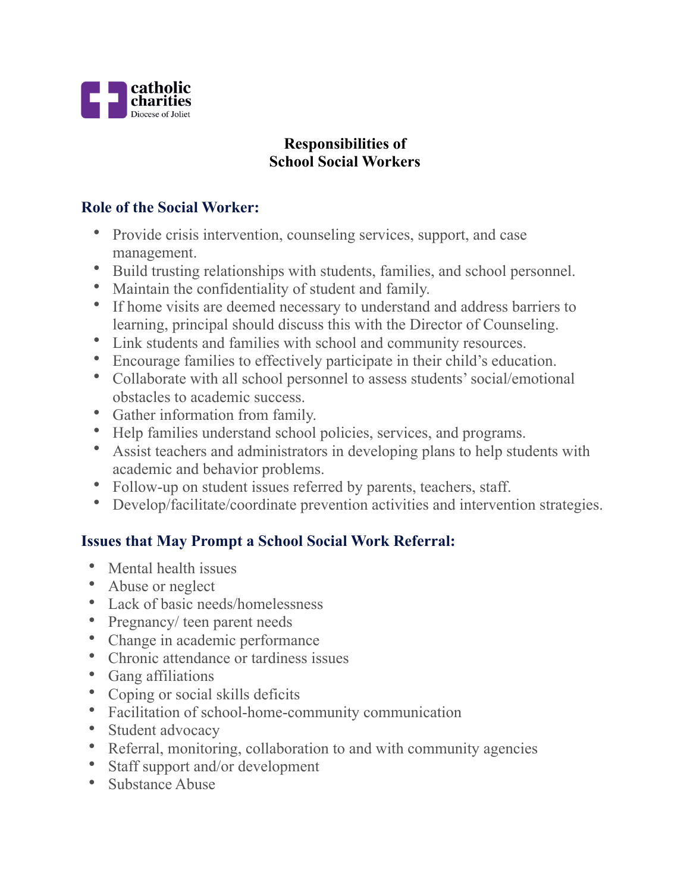catholic charities
Diocese of Joliet

# Responsibilities of School Social Workers

## Role of the Social Worker:

- Provide crisis intervention, counseling services, support, and case management.
- Build trusting relationships with students, families, and school personnel.
- Maintain the confidentiality of student and family.
- If home visits are deemed necessary to understand and address barriers to learning, principal should discuss this with the Director of Counseling.
- Link students and families with school and community resources.
- Encourage families to effectively participate in their child's education.
- Collaborate with all school personnel to assess students' social/emotional obstacles to academic success.
- Gather information from family.
- Help families understand school policies, services, and programs.
- Assist teachers and administrators in developing plans to help students with academic and behavior problems.
- Follow-up on student issues referred by parents, teachers, staff.
- Develop/facilitate/coordinate prevention activities and intervention strategies.

## Issues that May Prompt a School Social Work Referral:

- Mental health issues
- Abuse or neglect
- Lack of basic needs/homelessness
- Pregnancy/ teen parent needs
- Change in academic performance
- Chronic attendance or tardiness issues
- Gang affiliations
- Coping or social skills deficits
- Facilitation of school-home-community communication
- Student advocacy
- Referral, monitoring, collaboration to and with community agencies
- Staff support and/or development
- Substance Abuse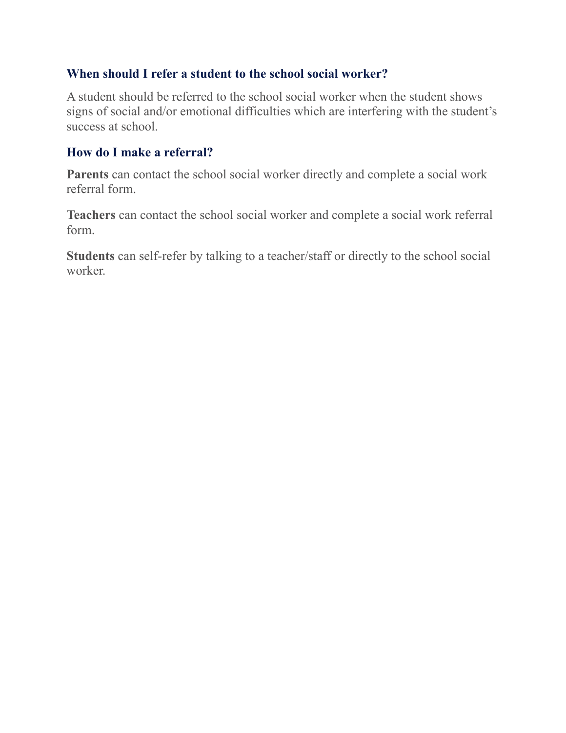### When should I refer a student to the school social worker?

A student should be referred to the school social worker when the student shows signs of social and/or emotional difficulties which are interfering with the student's success at school.

### How do I make a referral?

**Parents** can contact the school social worker directly and complete a social work referral form.

**Teachers** can contact the school social worker and complete a social work referral form.

**Students** can self-refer by talking to a teacher/staff or directly to the school social worker.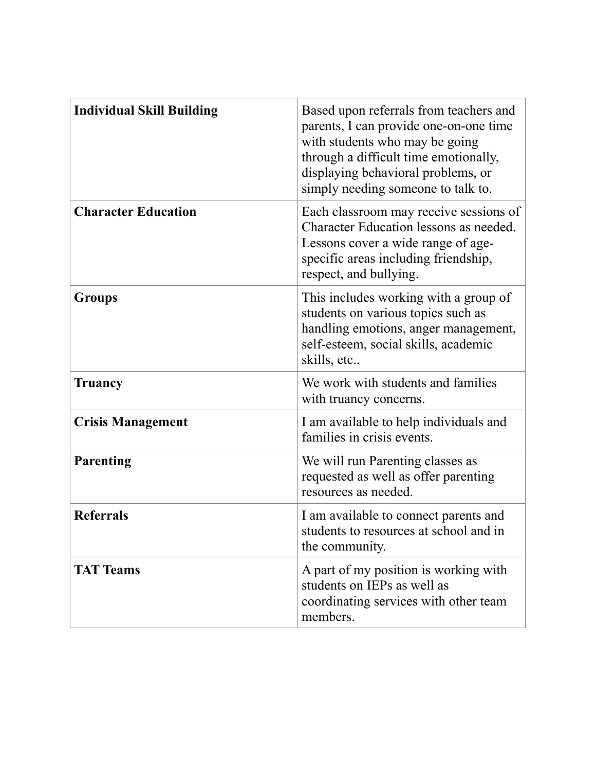| **Individual Skill Building** | Based upon referrals from teachers and parents, I can provide one-on-one time with students who may be going through a difficult time emotionally, displaying behavioral problems, or simply needing someone to talk to. |
|---|---|
| **Character Education** | Each classroom may receive sessions of Character Education lessons as needed. Lessons cover a wide range of age-specific areas including friendship, respect, and bullying. |
| **Groups** | This includes working with a group of students on various topics such as handling emotions, anger management, self-esteem, social skills, academic skills, etc.. |
| **Truancy** | We work with students and families with truancy concerns. |
| **Crisis Management** | I am available to help individuals and families in crisis events. |
| **Parenting** | We will run Parenting classes as requested as well as offer parenting resources as needed. |
| **Referrals** | I am available to connect parents and students to resources at school and in the community. |
| **TAT Teams** | A part of my position is working with students on IEPs as well as coordinating services with other team members. |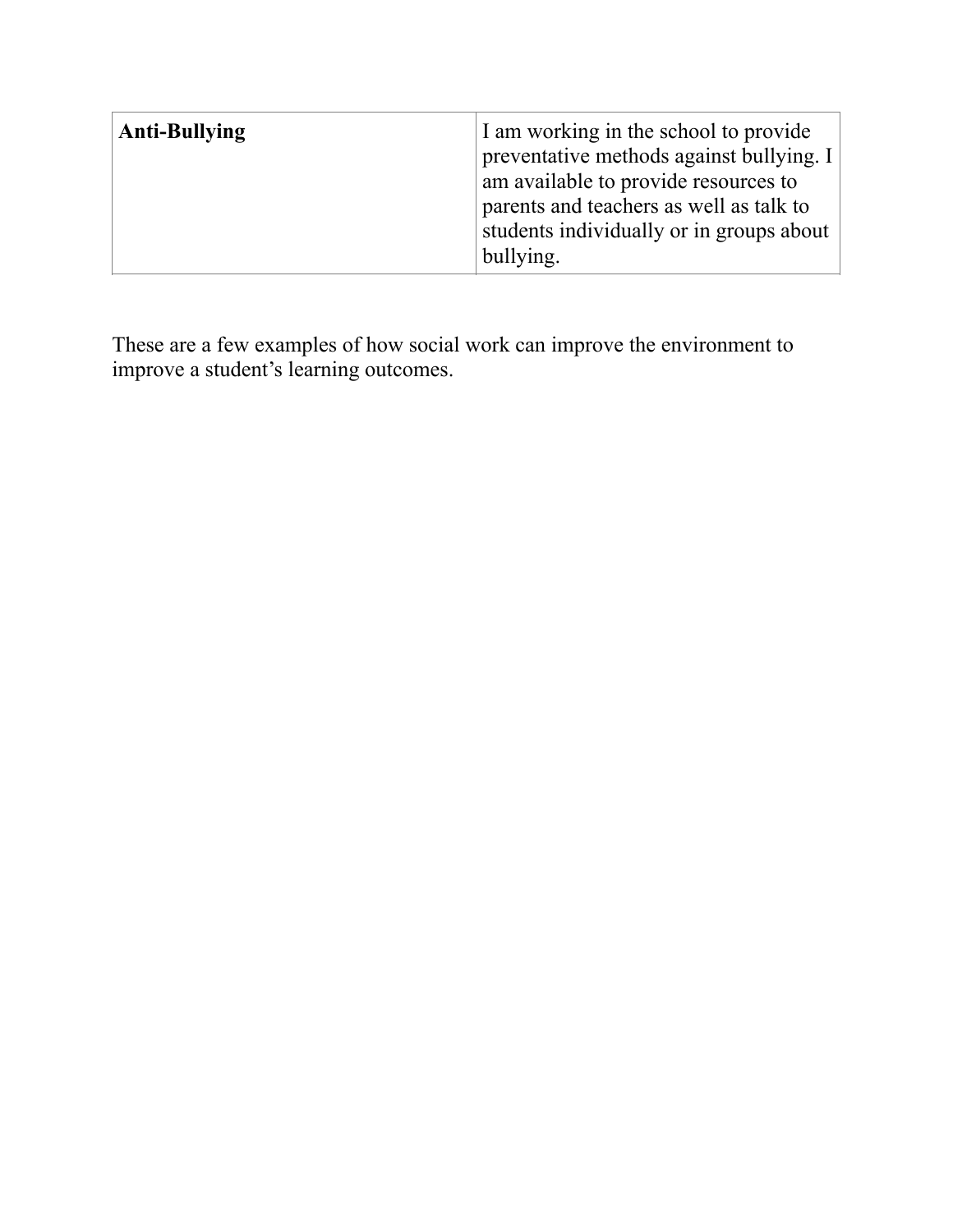| | |
|---|---|
| **Anti-Bullying** | I am working in the school to provide preventative methods against bullying. I am available to provide resources to parents and teachers as well as talk to students individually or in groups about bullying. |

These are a few examples of how social work can improve the environment to improve a student’s learning outcomes.